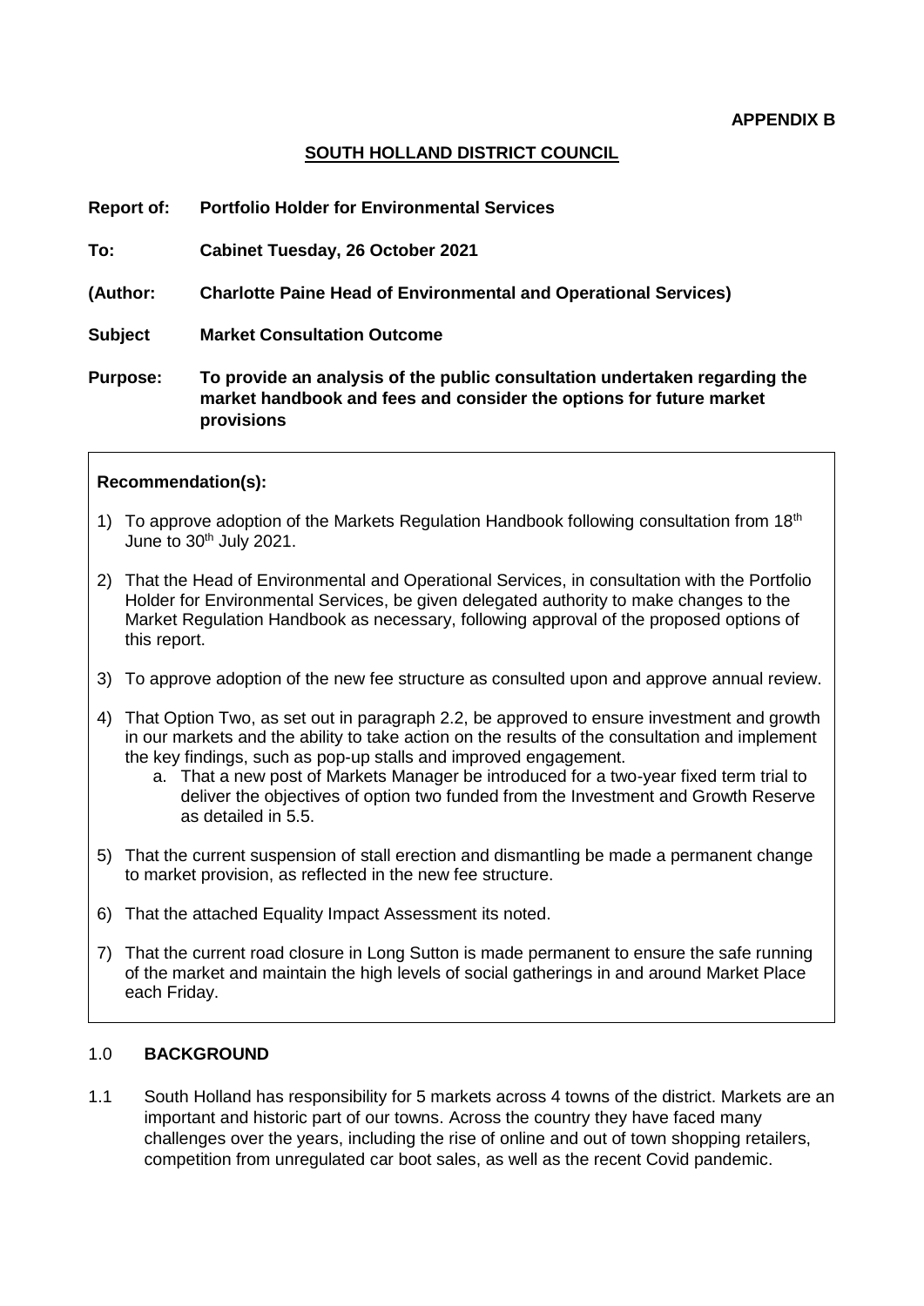**APPENDIX B**

# SOUTH HOLLAND DISTRICT COUNCIL

**Report of:** **Portfolio Holder for Environmental Services**

**To:** **Cabinet Tuesday, 26 October 2021**

**(Author:** **Charlotte Paine Head of Environmental and Operational Services)**

**Subject** **Market Consultation Outcome**

**Purpose:** **To provide an analysis of the public consultation undertaken regarding the market handbook and fees and consider the options for future market provisions**

**Recommendation(s):**

1) To approve adoption of the Markets Regulation Handbook following consultation from 18th June to 30th July 2021.
2) That the Head of Environmental and Operational Services, in consultation with the Portfolio Holder for Environmental Services, be given delegated authority to make changes to the Market Regulation Handbook as necessary, following approval of the proposed options of this report.
3) To approve adoption of the new fee structure as consulted upon and approve annual review.
4) That Option Two, as set out in paragraph 2.2, be approved to ensure investment and growth in our markets and the ability to take action on the results of the consultation and implement the key findings, such as pop-up stalls and improved engagement.
    a. That a new post of Markets Manager be introduced for a two-year fixed term trial to deliver the objectives of option two funded from the Investment and Growth Reserve as detailed in 5.5.
5) That the current suspension of stall erection and dismantling be made a permanent change to market provision, as reflected in the new fee structure.
6) That the attached Equality Impact Assessment its noted.
7) That the current road closure in Long Sutton is made permanent to ensure the safe running of the market and maintain the high levels of social gatherings in and around Market Place each Friday.

## 1.0 BACKGROUND

1.1 South Holland has responsibility for 5 markets across 4 towns of the district. Markets are an important and historic part of our towns. Across the country they have faced many challenges over the years, including the rise of online and out of town shopping retailers, competition from unregulated car boot sales, as well as the recent Covid pandemic.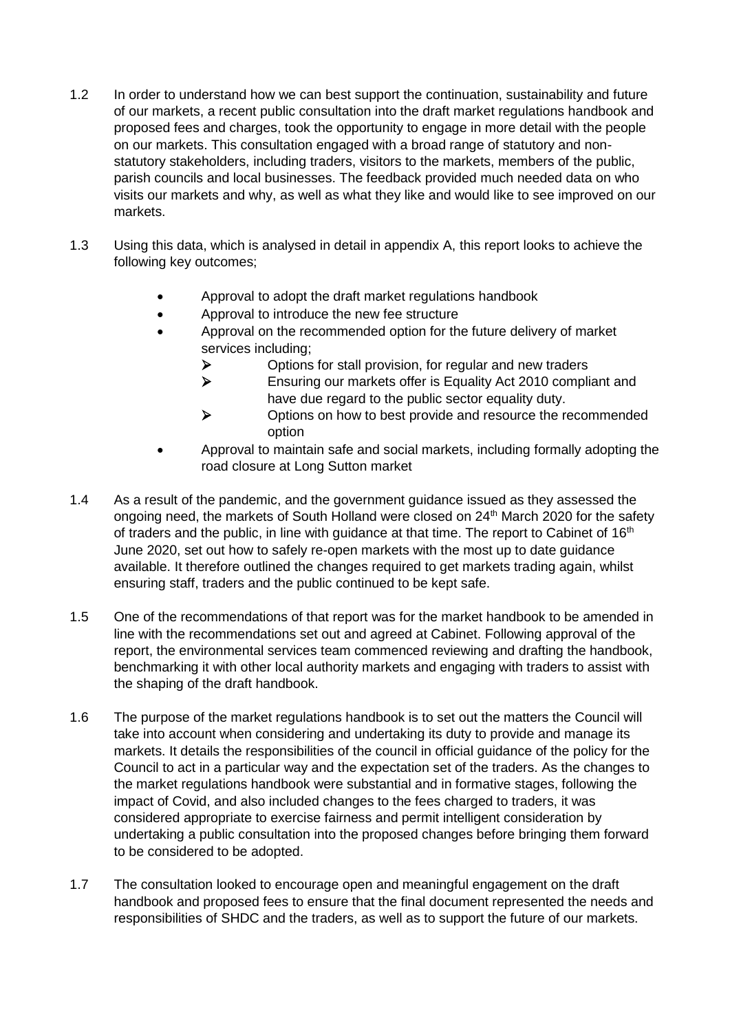1.2 In order to understand how we can best support the continuation, sustainability and future of our markets, a recent public consultation into the draft market regulations handbook and proposed fees and charges, took the opportunity to engage in more detail with the people on our markets. This consultation engaged with a broad range of statutory and non-statutory stakeholders, including traders, visitors to the markets, members of the public, parish councils and local businesses. The feedback provided much needed data on who visits our markets and why, as well as what they like and would like to see improved on our markets.

1.3 Using this data, which is analysed in detail in appendix A, this report looks to achieve the following key outcomes;

- Approval to adopt the draft market regulations handbook
- Approval to introduce the new fee structure
- Approval on the recommended option for the future delivery of market services including;
  - ➢ Options for stall provision, for regular and new traders
  - ➢ Ensuring our markets offer is Equality Act 2010 compliant and have due regard to the public sector equality duty.
  - ➢ Options on how to best provide and resource the recommended option
- Approval to maintain safe and social markets, including formally adopting the road closure at Long Sutton market

1.4 As a result of the pandemic, and the government guidance issued as they assessed the ongoing need, the markets of South Holland were closed on 24th March 2020 for the safety of traders and the public, in line with guidance at that time. The report to Cabinet of 16th June 2020, set out how to safely re-open markets with the most up to date guidance available. It therefore outlined the changes required to get markets trading again, whilst ensuring staff, traders and the public continued to be kept safe.

1.5 One of the recommendations of that report was for the market handbook to be amended in line with the recommendations set out and agreed at Cabinet. Following approval of the report, the environmental services team commenced reviewing and drafting the handbook, benchmarking it with other local authority markets and engaging with traders to assist with the shaping of the draft handbook.

1.6 The purpose of the market regulations handbook is to set out the matters the Council will take into account when considering and undertaking its duty to provide and manage its markets. It details the responsibilities of the council in official guidance of the policy for the Council to act in a particular way and the expectation set of the traders. As the changes to the market regulations handbook were substantial and in formative stages, following the impact of Covid, and also included changes to the fees charged to traders, it was considered appropriate to exercise fairness and permit intelligent consideration by undertaking a public consultation into the proposed changes before bringing them forward to be considered to be adopted.

1.7 The consultation looked to encourage open and meaningful engagement on the draft handbook and proposed fees to ensure that the final document represented the needs and responsibilities of SHDC and the traders, as well as to support the future of our markets.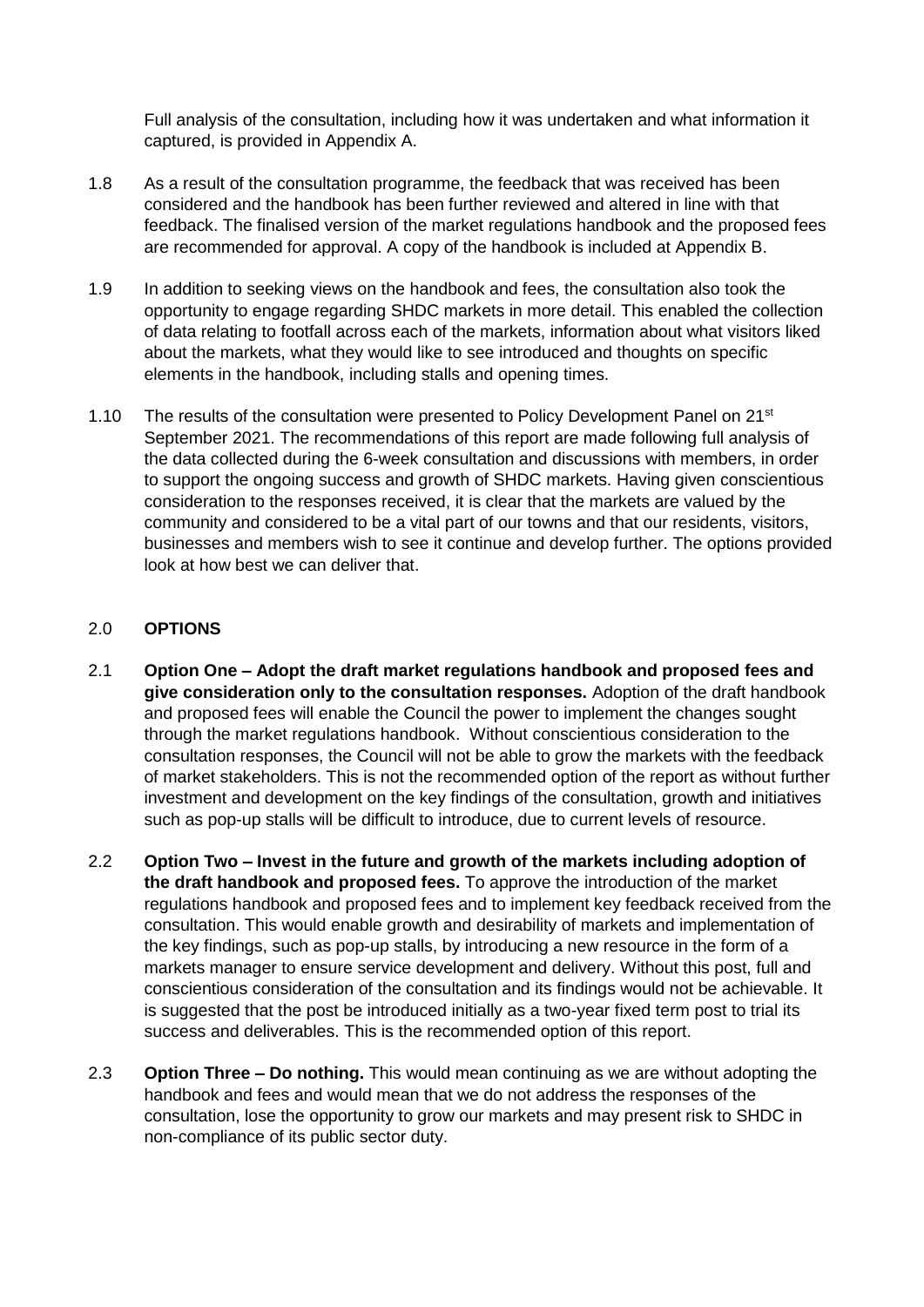Full analysis of the consultation, including how it was undertaken and what information it captured, is provided in Appendix A.

1.8 As a result of the consultation programme, the feedback that was received has been considered and the handbook has been further reviewed and altered in line with that feedback. The finalised version of the market regulations handbook and the proposed fees are recommended for approval. A copy of the handbook is included at Appendix B.

1.9 In addition to seeking views on the handbook and fees, the consultation also took the opportunity to engage regarding SHDC markets in more detail. This enabled the collection of data relating to footfall across each of the markets, information about what visitors liked about the markets, what they would like to see introduced and thoughts on specific elements in the handbook, including stalls and opening times.

1.10 The results of the consultation were presented to Policy Development Panel on 21st September 2021. The recommendations of this report are made following full analysis of the data collected during the 6-week consultation and discussions with members, in order to support the ongoing success and growth of SHDC markets. Having given conscientious consideration to the responses received, it is clear that the markets are valued by the community and considered to be a vital part of our towns and that our residents, visitors, businesses and members wish to see it continue and develop further. The options provided look at how best we can deliver that.

## 2.0 OPTIONS

2.1 **Option One – Adopt the draft market regulations handbook and proposed fees and give consideration only to the consultation responses.** Adoption of the draft handbook and proposed fees will enable the Council the power to implement the changes sought through the market regulations handbook. Without conscientious consideration to the consultation responses, the Council will not be able to grow the markets with the feedback of market stakeholders. This is not the recommended option of the report as without further investment and development on the key findings of the consultation, growth and initiatives such as pop-up stalls will be difficult to introduce, due to current levels of resource.

2.2 **Option Two – Invest in the future and growth of the markets including adoption of the draft handbook and proposed fees.** To approve the introduction of the market regulations handbook and proposed fees and to implement key feedback received from the consultation. This would enable growth and desirability of markets and implementation of the key findings, such as pop-up stalls, by introducing a new resource in the form of a markets manager to ensure service development and delivery. Without this post, full and conscientious consideration of the consultation and its findings would not be achievable. It is suggested that the post be introduced initially as a two-year fixed term post to trial its success and deliverables. This is the recommended option of this report.

2.3 **Option Three – Do nothing.** This would mean continuing as we are without adopting the handbook and fees and would mean that we do not address the responses of the consultation, lose the opportunity to grow our markets and may present risk to SHDC in non-compliance of its public sector duty.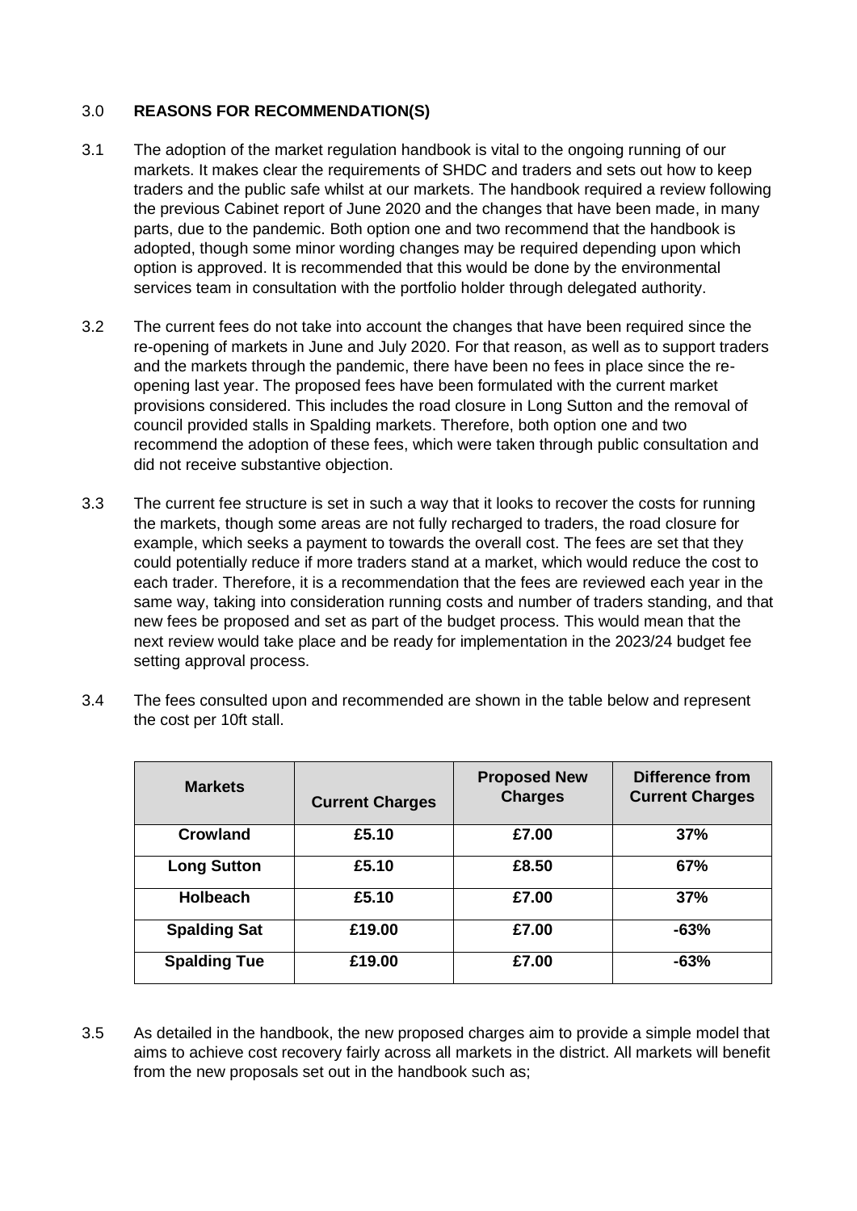3.0 **REASONS FOR RECOMMENDATION(S)**

3.1 The adoption of the market regulation handbook is vital to the ongoing running of our markets. It makes clear the requirements of SHDC and traders and sets out how to keep traders and the public safe whilst at our markets. The handbook required a review following the previous Cabinet report of June 2020 and the changes that have been made, in many parts, due to the pandemic. Both option one and two recommend that the handbook is adopted, though some minor wording changes may be required depending upon which option is approved. It is recommended that this would be done by the environmental services team in consultation with the portfolio holder through delegated authority.

3.2 The current fees do not take into account the changes that have been required since the re-opening of markets in June and July 2020. For that reason, as well as to support traders and the markets through the pandemic, there have been no fees in place since the re-opening last year. The proposed fees have been formulated with the current market provisions considered. This includes the road closure in Long Sutton and the removal of council provided stalls in Spalding markets. Therefore, both option one and two recommend the adoption of these fees, which were taken through public consultation and did not receive substantive objection.

3.3 The current fee structure is set in such a way that it looks to recover the costs for running the markets, though some areas are not fully recharged to traders, the road closure for example, which seeks a payment to towards the overall cost. The fees are set that they could potentially reduce if more traders stand at a market, which would reduce the cost to each trader. Therefore, it is a recommendation that the fees are reviewed each year in the same way, taking into consideration running costs and number of traders standing, and that new fees be proposed and set as part of the budget process. This would mean that the next review would take place and be ready for implementation in the 2023/24 budget fee setting approval process.

3.4 The fees consulted upon and recommended are shown in the table below and represent the cost per 10ft stall.

| Markets | Current Charges | Proposed New Charges | Difference from Current Charges |
|---|---|---|---|
| Crowland | £5.10 | £7.00 | 37% |
| Long Sutton | £5.10 | £8.50 | 67% |
| Holbeach | £5.10 | £7.00 | 37% |
| Spalding Sat | £19.00 | £7.00 | -63% |
| Spalding Tue | £19.00 | £7.00 | -63% |

3.5 As detailed in the handbook, the new proposed charges aim to provide a simple model that aims to achieve cost recovery fairly across all markets in the district. All markets will benefit from the new proposals set out in the handbook such as;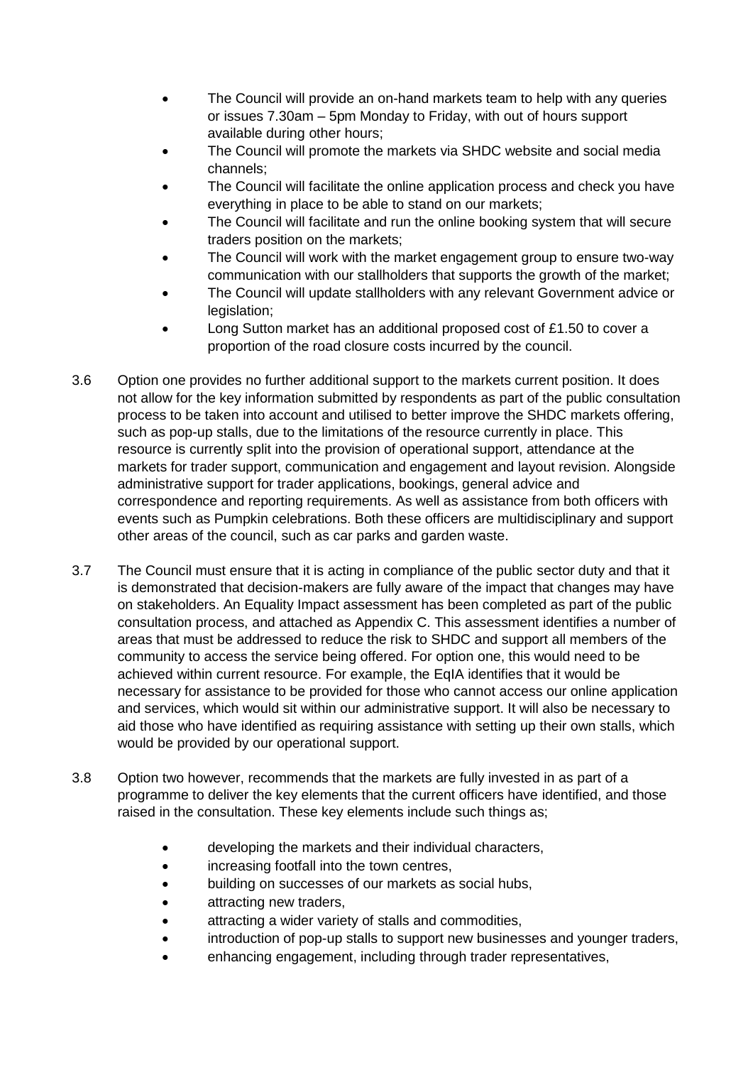- The Council will provide an on-hand markets team to help with any queries or issues 7.30am – 5pm Monday to Friday, with out of hours support available during other hours;
- The Council will promote the markets via SHDC website and social media channels;
- The Council will facilitate the online application process and check you have everything in place to be able to stand on our markets;
- The Council will facilitate and run the online booking system that will secure traders position on the markets;
- The Council will work with the market engagement group to ensure two-way communication with our stallholders that supports the growth of the market;
- The Council will update stallholders with any relevant Government advice or legislation;
- Long Sutton market has an additional proposed cost of £1.50 to cover a proportion of the road closure costs incurred by the council.

3.6 Option one provides no further additional support to the markets current position. It does not allow for the key information submitted by respondents as part of the public consultation process to be taken into account and utilised to better improve the SHDC markets offering, such as pop-up stalls, due to the limitations of the resource currently in place. This resource is currently split into the provision of operational support, attendance at the markets for trader support, communication and engagement and layout revision. Alongside administrative support for trader applications, bookings, general advice and correspondence and reporting requirements. As well as assistance from both officers with events such as Pumpkin celebrations. Both these officers are multidisciplinary and support other areas of the council, such as car parks and garden waste.

3.7 The Council must ensure that it is acting in compliance of the public sector duty and that it is demonstrated that decision-makers are fully aware of the impact that changes may have on stakeholders. An Equality Impact assessment has been completed as part of the public consultation process, and attached as Appendix C. This assessment identifies a number of areas that must be addressed to reduce the risk to SHDC and support all members of the community to access the service being offered. For option one, this would need to be achieved within current resource. For example, the EqIA identifies that it would be necessary for assistance to be provided for those who cannot access our online application and services, which would sit within our administrative support. It will also be necessary to aid those who have identified as requiring assistance with setting up their own stalls, which would be provided by our operational support.

3.8 Option two however, recommends that the markets are fully invested in as part of a programme to deliver the key elements that the current officers have identified, and those raised in the consultation. These key elements include such things as;

- developing the markets and their individual characters,
- increasing footfall into the town centres,
- building on successes of our markets as social hubs,
- attracting new traders,
- attracting a wider variety of stalls and commodities,
- introduction of pop-up stalls to support new businesses and younger traders,
- enhancing engagement, including through trader representatives,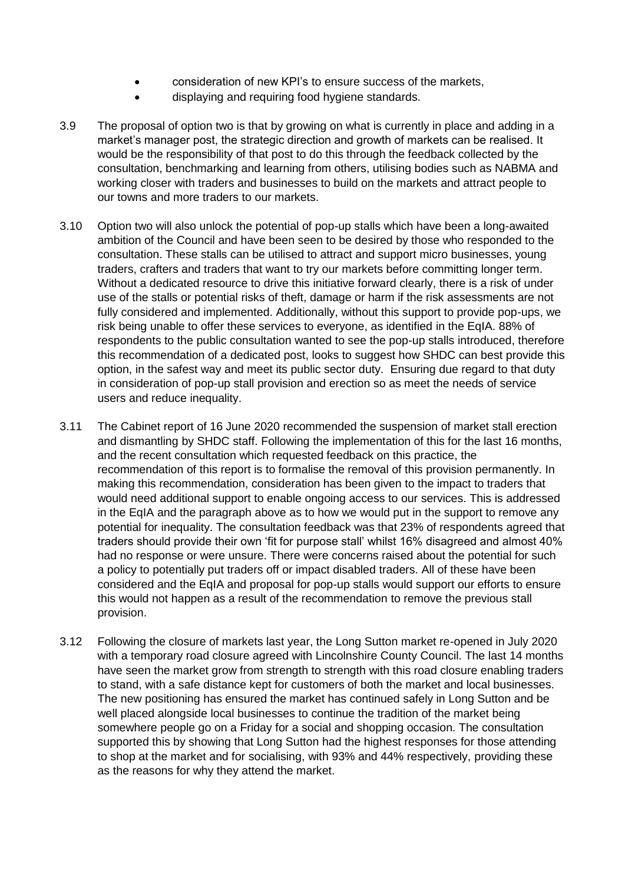- consideration of new KPI's to ensure success of the markets,
- displaying and requiring food hygiene standards.

3.9 The proposal of option two is that by growing on what is currently in place and adding in a market's manager post, the strategic direction and growth of markets can be realised. It would be the responsibility of that post to do this through the feedback collected by the consultation, benchmarking and learning from others, utilising bodies such as NABMA and working closer with traders and businesses to build on the markets and attract people to our towns and more traders to our markets.

3.10 Option two will also unlock the potential of pop-up stalls which have been a long-awaited ambition of the Council and have been seen to be desired by those who responded to the consultation. These stalls can be utilised to attract and support micro businesses, young traders, crafters and traders that want to try our markets before committing longer term. Without a dedicated resource to drive this initiative forward clearly, there is a risk of under use of the stalls or potential risks of theft, damage or harm if the risk assessments are not fully considered and implemented. Additionally, without this support to provide pop-ups, we risk being unable to offer these services to everyone, as identified in the EqIA. 88% of respondents to the public consultation wanted to see the pop-up stalls introduced, therefore this recommendation of a dedicated post, looks to suggest how SHDC can best provide this option, in the safest way and meet its public sector duty. Ensuring due regard to that duty in consideration of pop-up stall provision and erection so as meet the needs of service users and reduce inequality.

3.11 The Cabinet report of 16 June 2020 recommended the suspension of market stall erection and dismantling by SHDC staff. Following the implementation of this for the last 16 months, and the recent consultation which requested feedback on this practice, the recommendation of this report is to formalise the removal of this provision permanently. In making this recommendation, consideration has been given to the impact to traders that would need additional support to enable ongoing access to our services. This is addressed in the EqIA and the paragraph above as to how we would put in the support to remove any potential for inequality. The consultation feedback was that 23% of respondents agreed that traders should provide their own 'fit for purpose stall' whilst 16% disagreed and almost 40% had no response or were unsure. There were concerns raised about the potential for such a policy to potentially put traders off or impact disabled traders. All of these have been considered and the EqIA and proposal for pop-up stalls would support our efforts to ensure this would not happen as a result of the recommendation to remove the previous stall provision.

3.12 Following the closure of markets last year, the Long Sutton market re-opened in July 2020 with a temporary road closure agreed with Lincolnshire County Council. The last 14 months have seen the market grow from strength to strength with this road closure enabling traders to stand, with a safe distance kept for customers of both the market and local businesses. The new positioning has ensured the market has continued safely in Long Sutton and be well placed alongside local businesses to continue the tradition of the market being somewhere people go on a Friday for a social and shopping occasion. The consultation supported this by showing that Long Sutton had the highest responses for those attending to shop at the market and for socialising, with 93% and 44% respectively, providing these as the reasons for why they attend the market.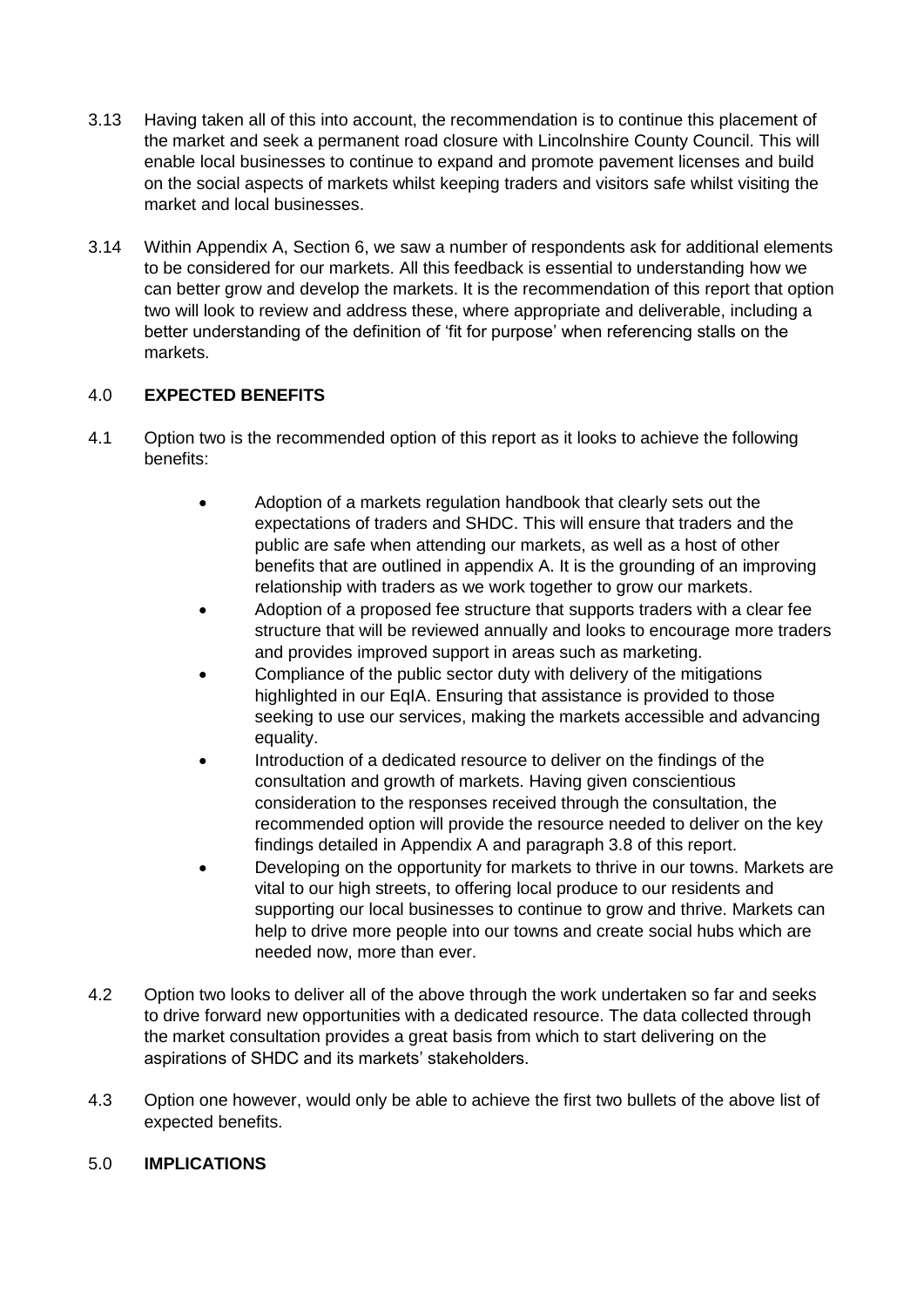3.13 Having taken all of this into account, the recommendation is to continue this placement of the market and seek a permanent road closure with Lincolnshire County Council. This will enable local businesses to continue to expand and promote pavement licenses and build on the social aspects of markets whilst keeping traders and visitors safe whilst visiting the market and local businesses.

3.14 Within Appendix A, Section 6, we saw a number of respondents ask for additional elements to be considered for our markets. All this feedback is essential to understanding how we can better grow and develop the markets. It is the recommendation of this report that option two will look to review and address these, where appropriate and deliverable, including a better understanding of the definition of 'fit for purpose' when referencing stalls on the markets.

## 4.0 EXPECTED BENEFITS

4.1 Option two is the recommended option of this report as it looks to achieve the following benefits:

- Adoption of a markets regulation handbook that clearly sets out the expectations of traders and SHDC. This will ensure that traders and the public are safe when attending our markets, as well as a host of other benefits that are outlined in appendix A. It is the grounding of an improving relationship with traders as we work together to grow our markets.
- Adoption of a proposed fee structure that supports traders with a clear fee structure that will be reviewed annually and looks to encourage more traders and provides improved support in areas such as marketing.
- Compliance of the public sector duty with delivery of the mitigations highlighted in our EqIA. Ensuring that assistance is provided to those seeking to use our services, making the markets accessible and advancing equality.
- Introduction of a dedicated resource to deliver on the findings of the consultation and growth of markets. Having given conscientious consideration to the responses received through the consultation, the recommended option will provide the resource needed to deliver on the key findings detailed in Appendix A and paragraph 3.8 of this report.
- Developing on the opportunity for markets to thrive in our towns. Markets are vital to our high streets, to offering local produce to our residents and supporting our local businesses to continue to grow and thrive. Markets can help to drive more people into our towns and create social hubs which are needed now, more than ever.

4.2 Option two looks to deliver all of the above through the work undertaken so far and seeks to drive forward new opportunities with a dedicated resource. The data collected through the market consultation provides a great basis from which to start delivering on the aspirations of SHDC and its markets' stakeholders.

4.3 Option one however, would only be able to achieve the first two bullets of the above list of expected benefits.

## 5.0 IMPLICATIONS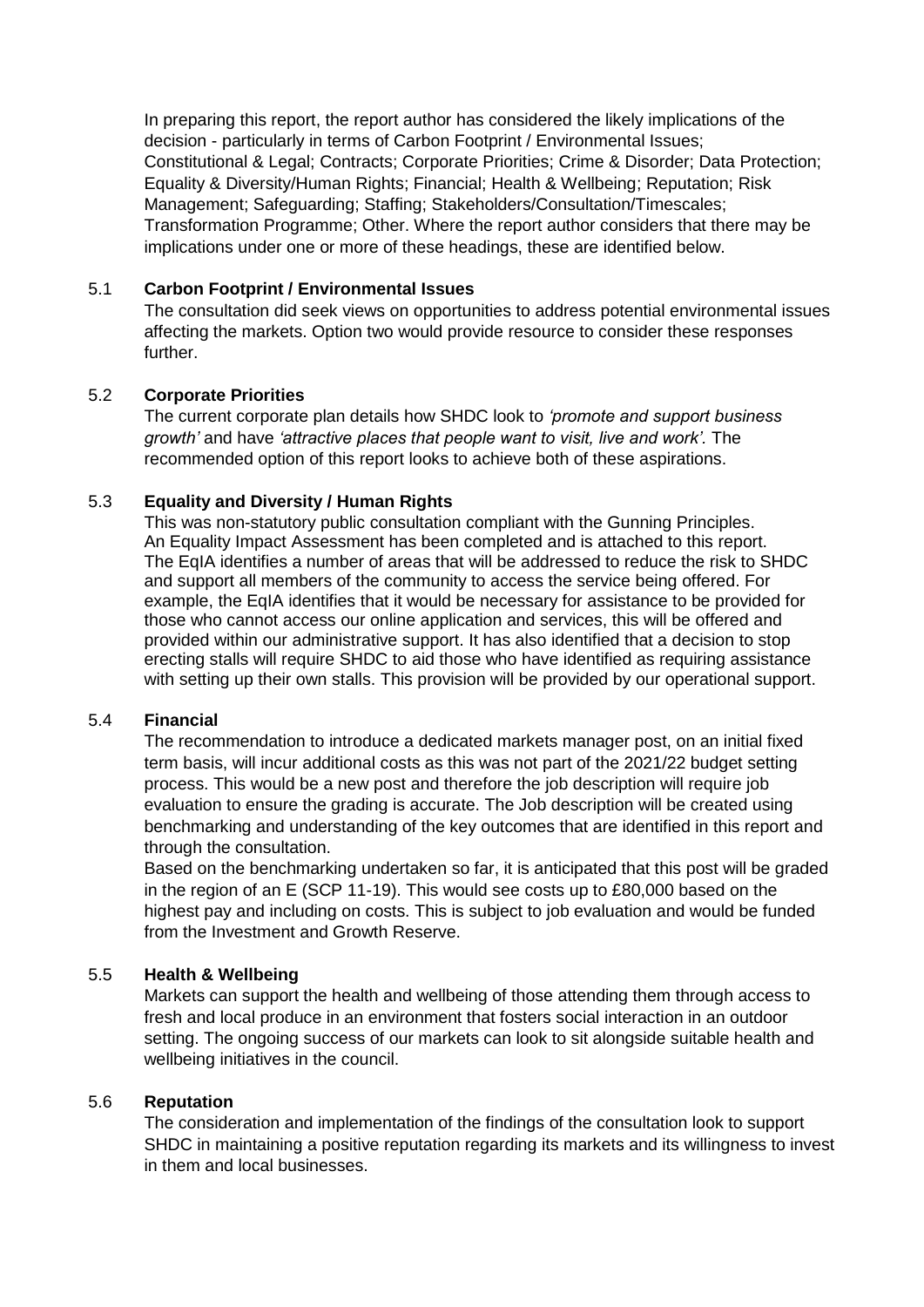In preparing this report, the report author has considered the likely implications of the decision - particularly in terms of Carbon Footprint / Environmental Issues; Constitutional & Legal; Contracts; Corporate Priorities; Crime & Disorder; Data Protection; Equality & Diversity/Human Rights; Financial; Health & Wellbeing; Reputation; Risk Management; Safeguarding; Staffing; Stakeholders/Consultation/Timescales; Transformation Programme; Other. Where the report author considers that there may be implications under one or more of these headings, these are identified below.

### 5.1 Carbon Footprint / Environmental Issues

The consultation did seek views on opportunities to address potential environmental issues affecting the markets. Option two would provide resource to consider these responses further.

### 5.2 Corporate Priorities

The current corporate plan details how SHDC look to *'promote and support business growth'* and have *'attractive places that people want to visit, live and work'.* The recommended option of this report looks to achieve both of these aspirations.

### 5.3 Equality and Diversity / Human Rights

This was non-statutory public consultation compliant with the Gunning Principles. An Equality Impact Assessment has been completed and is attached to this report. The EqIA identifies a number of areas that will be addressed to reduce the risk to SHDC and support all members of the community to access the service being offered. For example, the EqIA identifies that it would be necessary for assistance to be provided for those who cannot access our online application and services, this will be offered and provided within our administrative support. It has also identified that a decision to stop erecting stalls will require SHDC to aid those who have identified as requiring assistance with setting up their own stalls. This provision will be provided by our operational support.

### 5.4 Financial

The recommendation to introduce a dedicated markets manager post, on an initial fixed term basis, will incur additional costs as this was not part of the 2021/22 budget setting process. This would be a new post and therefore the job description will require job evaluation to ensure the grading is accurate. The Job description will be created using benchmarking and understanding of the key outcomes that are identified in this report and through the consultation.

Based on the benchmarking undertaken so far, it is anticipated that this post will be graded in the region of an E (SCP 11-19). This would see costs up to £80,000 based on the highest pay and including on costs. This is subject to job evaluation and would be funded from the Investment and Growth Reserve.

### 5.5 Health & Wellbeing

Markets can support the health and wellbeing of those attending them through access to fresh and local produce in an environment that fosters social interaction in an outdoor setting. The ongoing success of our markets can look to sit alongside suitable health and wellbeing initiatives in the council.

### 5.6 Reputation

The consideration and implementation of the findings of the consultation look to support SHDC in maintaining a positive reputation regarding its markets and its willingness to invest in them and local businesses.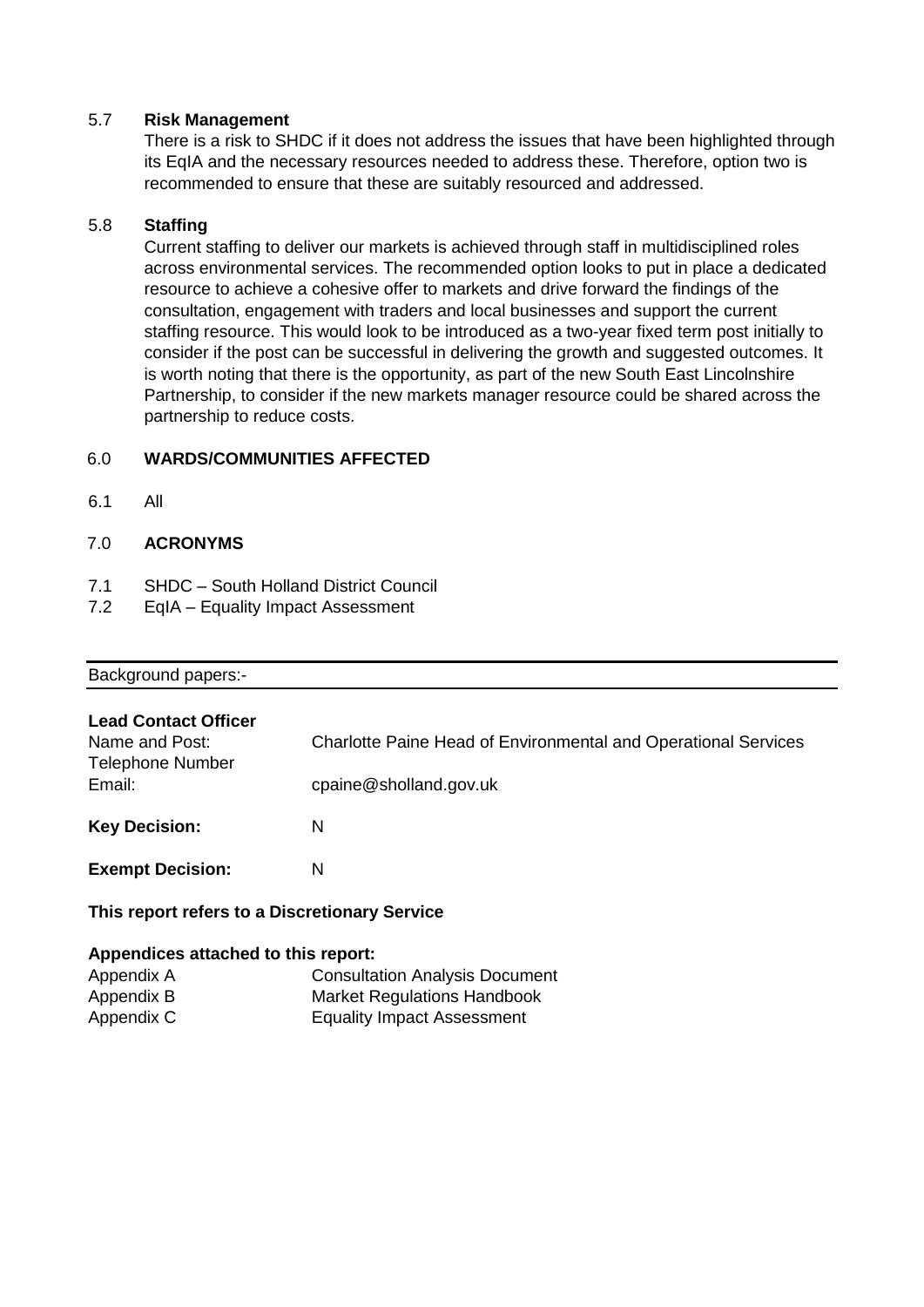5.7 **Risk Management**

There is a risk to SHDC if it does not address the issues that have been highlighted through its EqIA and the necessary resources needed to address these. Therefore, option two is recommended to ensure that these are suitably resourced and addressed.

5.8 **Staffing**

Current staffing to deliver our markets is achieved through staff in multidisciplined roles across environmental services. The recommended option looks to put in place a dedicated resource to achieve a cohesive offer to markets and drive forward the findings of the consultation, engagement with traders and local businesses and support the current staffing resource. This would look to be introduced as a two-year fixed term post initially to consider if the post can be successful in delivering the growth and suggested outcomes. It is worth noting that there is the opportunity, as part of the new South East Lincolnshire Partnership, to consider if the new markets manager resource could be shared across the partnership to reduce costs.

## 6.0 WARDS/COMMUNITIES AFFECTED

6.1 All

## 7.0 ACRONYMS

7.1 SHDC – South Holland District Council

7.2 EqIA – Equality Impact Assessment

---

Background papers:-

---

**Lead Contact Officer**

| | |
|---|---|
| Name and Post: | Charlotte Paine Head of Environmental and Operational Services |
| Telephone Number | |
| Email: | cpaine@sholland.gov.uk |
| **Key Decision:** | N |
| **Exempt Decision:** | N |

**This report refers to a Discretionary Service**

**Appendices attached to this report:**

| | |
|---|---|
| Appendix A | Consultation Analysis Document |
| Appendix B | Market Regulations Handbook |
| Appendix C | Equality Impact Assessment |